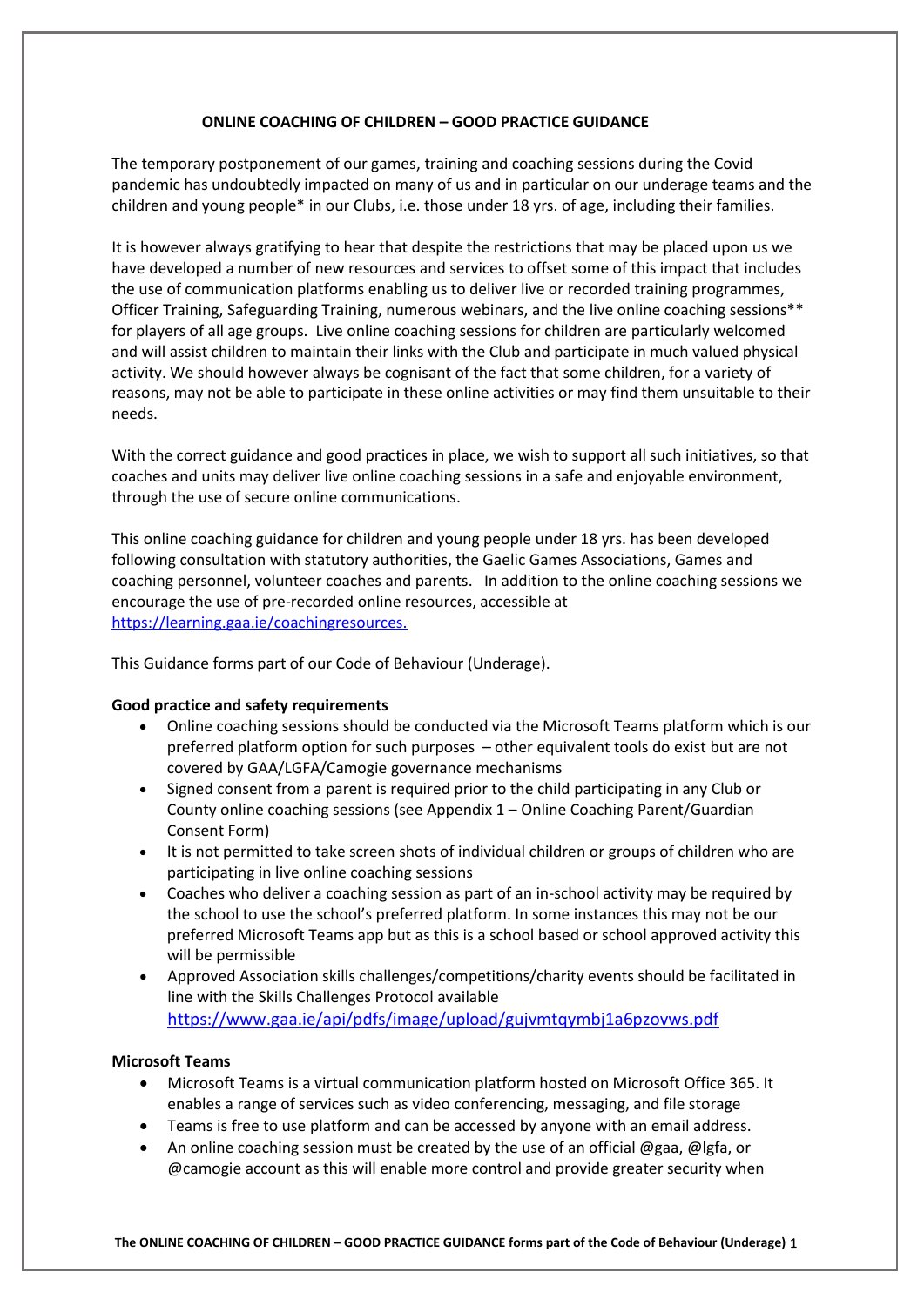# ONLINE COACHING OF CHILDREN – GOOD PRACTICE GUIDANCE

The temporary postponement of our games, training and coaching sessions during the Covid pandemic has undoubtedly impacted on many of us and in particular on our underage teams and the children and young people* in our Clubs, i.e. those under 18 yrs. of age, including their families.

It is however always gratifying to hear that despite the restrictions that may be placed upon us we have developed a number of new resources and services to offset some of this impact that includes the use of communication platforms enabling us to deliver live or recorded training programmes, Officer Training, Safeguarding Training, numerous webinars, and the live online coaching sessions** for players of all age groups. Live online coaching sessions for children are particularly welcomed and will assist children to maintain their links with the Club and participate in much valued physical activity. We should however always be cognisant of the fact that some children, for a variety of reasons, may not be able to participate in these online activities or may find them unsuitable to their needs.

With the correct guidance and good practices in place, we wish to support all such initiatives, so that coaches and units may deliver live online coaching sessions in a safe and enjoyable environment, through the use of secure online communications.

This online coaching guidance for children and young people under 18 yrs. has been developed following consultation with statutory authorities, the Gaelic Games Associations, Games and coaching personnel, volunteer coaches and parents. In addition to the online coaching sessions we encourage the use of pre-recorded online resources, accessible at https://learning.gaa.ie/coachingresources.

This Guidance forms part of our Code of Behaviour (Underage).

**Good practice and safety requirements**

- Online coaching sessions should be conducted via the Microsoft Teams platform which is our preferred platform option for such purposes – other equivalent tools do exist but are not covered by GAA/LGFA/Camogie governance mechanisms
- Signed consent from a parent is required prior to the child participating in any Club or County online coaching sessions (see Appendix 1 – Online Coaching Parent/Guardian Consent Form)
- It is not permitted to take screen shots of individual children or groups of children who are participating in live online coaching sessions
- Coaches who deliver a coaching session as part of an in-school activity may be required by the school to use the school's preferred platform. In some instances this may not be our preferred Microsoft Teams app but as this is a school based or school approved activity this will be permissible
- Approved Association skills challenges/competitions/charity events should be facilitated in line with the Skills Challenges Protocol available https://www.gaa.ie/api/pdfs/image/upload/gujvmtqymbj1a6pzovws.pdf

**Microsoft Teams**

- Microsoft Teams is a virtual communication platform hosted on Microsoft Office 365. It enables a range of services such as video conferencing, messaging, and file storage
- Teams is free to use platform and can be accessed by anyone with an email address.
- An online coaching session must be created by the use of an official @gaa, @lgfa, or @camogie account as this will enable more control and provide greater security when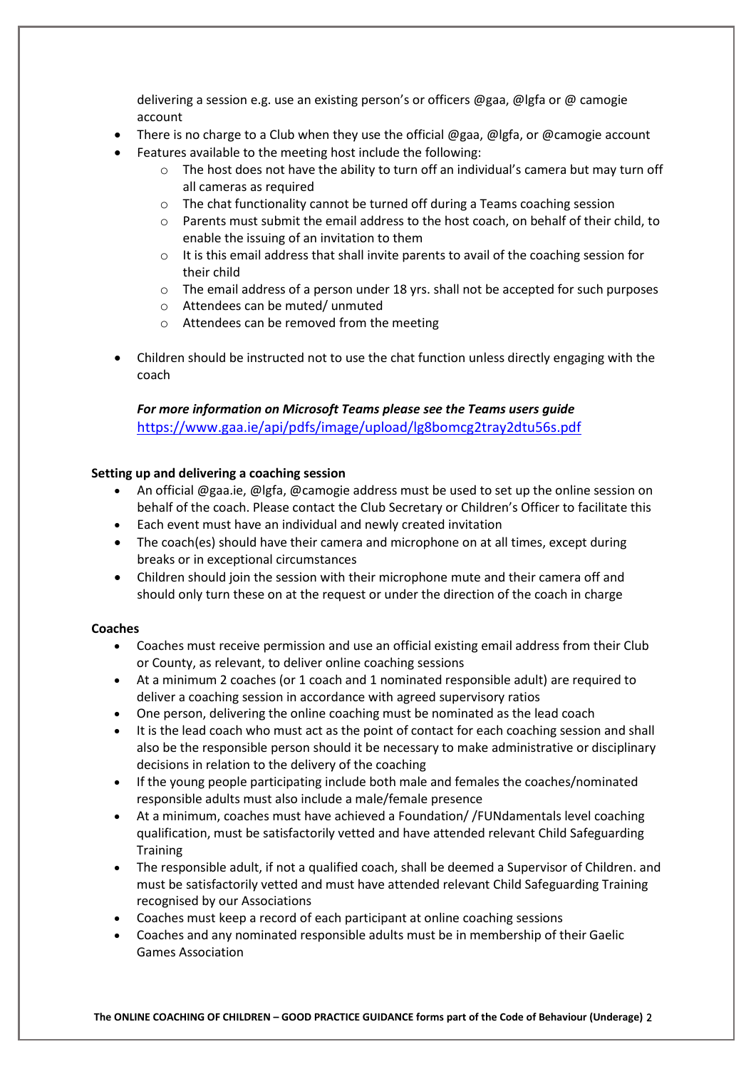delivering a session e.g. use an existing person's or officers @gaa, @lgfa or @ camogie account

- There is no charge to a Club when they use the official @gaa, @lgfa, or @camogie account
- Features available to the meeting host include the following:
    - The host does not have the ability to turn off an individual's camera but may turn off all cameras as required
    - The chat functionality cannot be turned off during a Teams coaching session
    - Parents must submit the email address to the host coach, on behalf of their child, to enable the issuing of an invitation to them
    - It is this email address that shall invite parents to avail of the coaching session for their child
    - The email address of a person under 18 yrs. shall not be accepted for such purposes
    - Attendees can be muted/ unmuted
    - Attendees can be removed from the meeting

- Children should be instructed not to use the chat function unless directly engaging with the coach

***For more information on Microsoft Teams please see the Teams users guide***
https://www.gaa.ie/api/pdfs/image/upload/lg8bomcg2tray2dtu56s.pdf

**Setting up and delivering a coaching session**

- An official @gaa.ie, @lgfa, @camogie address must be used to set up the online session on behalf of the coach. Please contact the Club Secretary or Children's Officer to facilitate this
- Each event must have an individual and newly created invitation
- The coach(es) should have their camera and microphone on at all times, except during breaks or in exceptional circumstances
- Children should join the session with their microphone mute and their camera off and should only turn these on at the request or under the direction of the coach in charge

**Coaches**

- Coaches must receive permission and use an official existing email address from their Club or County, as relevant, to deliver online coaching sessions
- At a minimum 2 coaches (or 1 coach and 1 nominated responsible adult) are required to deliver a coaching session in accordance with agreed supervisory ratios
- One person, delivering the online coaching must be nominated as the lead coach
- It is the lead coach who must act as the point of contact for each coaching session and shall also be the responsible person should it be necessary to make administrative or disciplinary decisions in relation to the delivery of the coaching
- If the young people participating include both male and females the coaches/nominated responsible adults must also include a male/female presence
- At a minimum, coaches must have achieved a Foundation/ /FUNdamentals level coaching qualification, must be satisfactorily vetted and have attended relevant Child Safeguarding Training
- The responsible adult, if not a qualified coach, shall be deemed a Supervisor of Children. and must be satisfactorily vetted and must have attended relevant Child Safeguarding Training recognised by our Associations
- Coaches must keep a record of each participant at online coaching sessions
- Coaches and any nominated responsible adults must be in membership of their Gaelic Games Association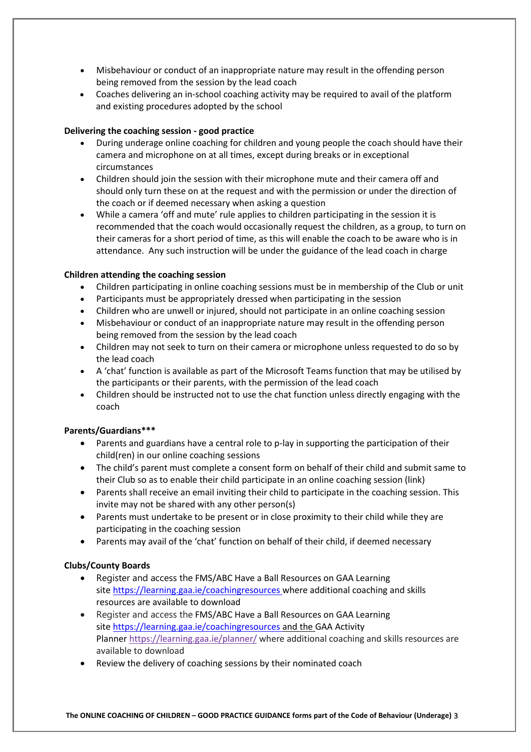- Misbehaviour or conduct of an inappropriate nature may result in the offending person being removed from the session by the lead coach
- Coaches delivering an in-school coaching activity may be required to avail of the platform and existing procedures adopted by the school

**Delivering the coaching session - good practice**

- During underage online coaching for children and young people the coach should have their camera and microphone on at all times, except during breaks or in exceptional circumstances
- Children should join the session with their microphone mute and their camera off and should only turn these on at the request and with the permission or under the direction of the coach or if deemed necessary when asking a question
- While a camera 'off and mute' rule applies to children participating in the session it is recommended that the coach would occasionally request the children, as a group, to turn on their cameras for a short period of time, as this will enable the coach to be aware who is in attendance. Any such instruction will be under the guidance of the lead coach in charge

**Children attending the coaching session**

- Children participating in online coaching sessions must be in membership of the Club or unit
- Participants must be appropriately dressed when participating in the session
- Children who are unwell or injured, should not participate in an online coaching session
- Misbehaviour or conduct of an inappropriate nature may result in the offending person being removed from the session by the lead coach
- Children may not seek to turn on their camera or microphone unless requested to do so by the lead coach
- A 'chat' function is available as part of the Microsoft Teams function that may be utilised by the participants or their parents, with the permission of the lead coach
- Children should be instructed not to use the chat function unless directly engaging with the coach

**Parents/Guardians*****

- Parents and guardians have a central role to p-lay in supporting the participation of their child(ren) in our online coaching sessions
- The child's parent must complete a consent form on behalf of their child and submit same to their Club so as to enable their child participate in an online coaching session (link)
- Parents shall receive an email inviting their child to participate in the coaching session. This invite may not be shared with any other person(s)
- Parents must undertake to be present or in close proximity to their child while they are participating in the coaching session
- Parents may avail of the 'chat' function on behalf of their child, if deemed necessary

**Clubs/County Boards**

- Register and access the FMS/ABC Have a Ball Resources on GAA Learning site https://learning.gaa.ie/coachingresources where additional coaching and skills resources are available to download
- Register and access the FMS/ABC Have a Ball Resources on GAA Learning site https://learning.gaa.ie/coachingresources and the GAA Activity Planner https://learning.gaa.ie/planner/ where additional coaching and skills resources are available to download
- Review the delivery of coaching sessions by their nominated coach

**The ONLINE COACHING OF CHILDREN – GOOD PRACTICE GUIDANCE forms part of the Code of Behaviour (Underage)**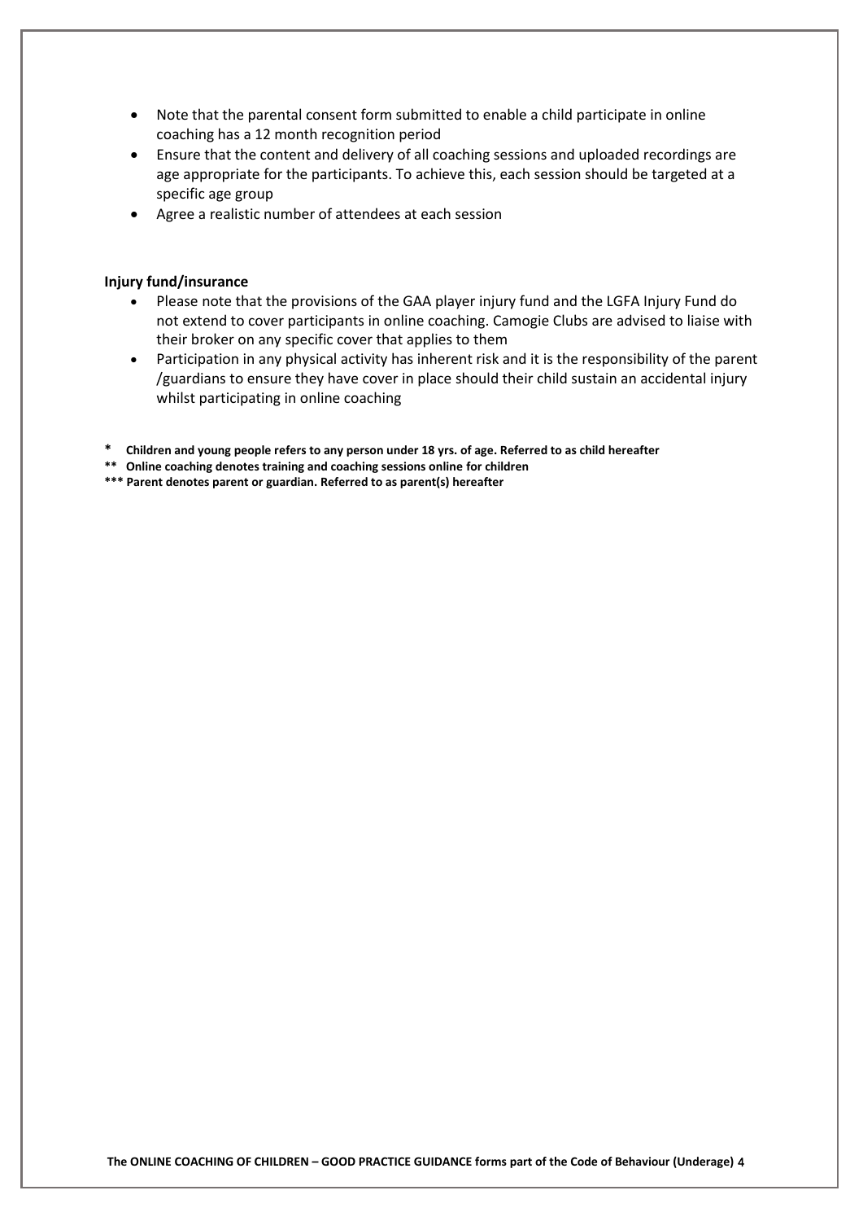- Note that the parental consent form submitted to enable a child participate in online coaching has a 12 month recognition period
- Ensure that the content and delivery of all coaching sessions and uploaded recordings are age appropriate for the participants. To achieve this, each session should be targeted at a specific age group
- Agree a realistic number of attendees at each session

**Injury fund/insurance**

- Please note that the provisions of the GAA player injury fund and the LGFA Injury Fund do not extend to cover participants in online coaching. Camogie Clubs are advised to liaise with their broker on any specific cover that applies to them
- Participation in any physical activity has inherent risk and it is the responsibility of the parent /guardians to ensure they have cover in place should their child sustain an accidental injury whilst participating in online coaching

**\* Children and young people refers to any person under 18 yrs. of age. Referred to as child hereafter**

**\*\* Online coaching denotes training and coaching sessions online for children**

**\*\*\* Parent denotes parent or guardian. Referred to as parent(s) hereafter**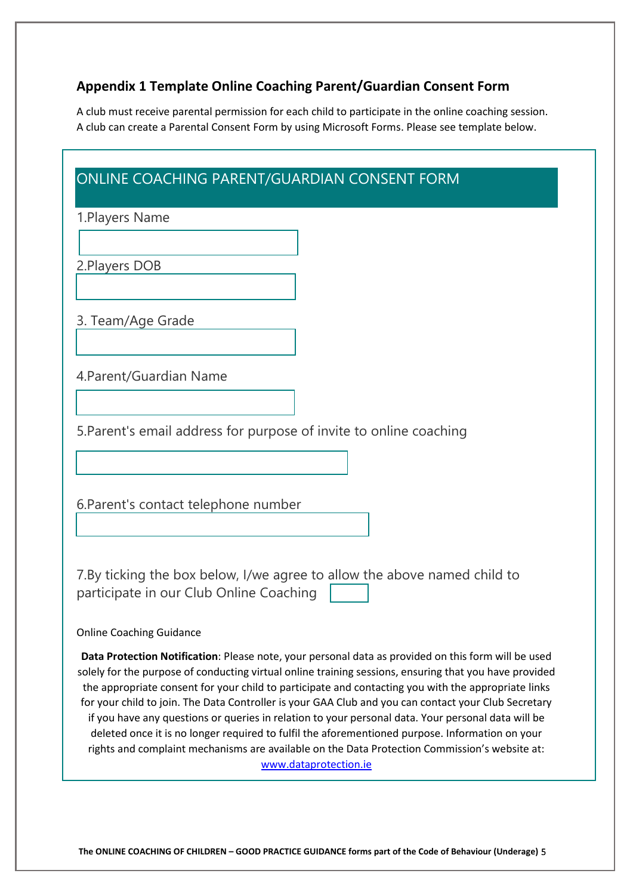**Appendix 1 Template Online Coaching Parent/Guardian Consent Form**

A club must receive parental permission for each child to participate in the online coaching session. A club can create a Parental Consent Form by using Microsoft Forms. Please see template below.

## ONLINE COACHING PARENT/GUARDIAN CONSENT FORM

1.Players Name

2.Players DOB

3. Team/Age Grade

4.Parent/Guardian Name

5.Parent's email address for purpose of invite to online coaching

6.Parent's contact telephone number

7.By ticking the box below, I/we agree to allow the above named child to participate in our Club Online Coaching ☐

Online Coaching Guidance

**Data Protection Notification**: Please note, your personal data as provided on this form will be used solely for the purpose of conducting virtual online training sessions, ensuring that you have provided the appropriate consent for your child to participate and contacting you with the appropriate links for your child to join. The Data Controller is your GAA Club and you can contact your Club Secretary if you have any questions or queries in relation to your personal data. Your personal data will be deleted once it is no longer required to fulfil the aforementioned purpose. Information on your rights and complaint mechanisms are available on the Data Protection Commission's website at: www.dataprotection.ie